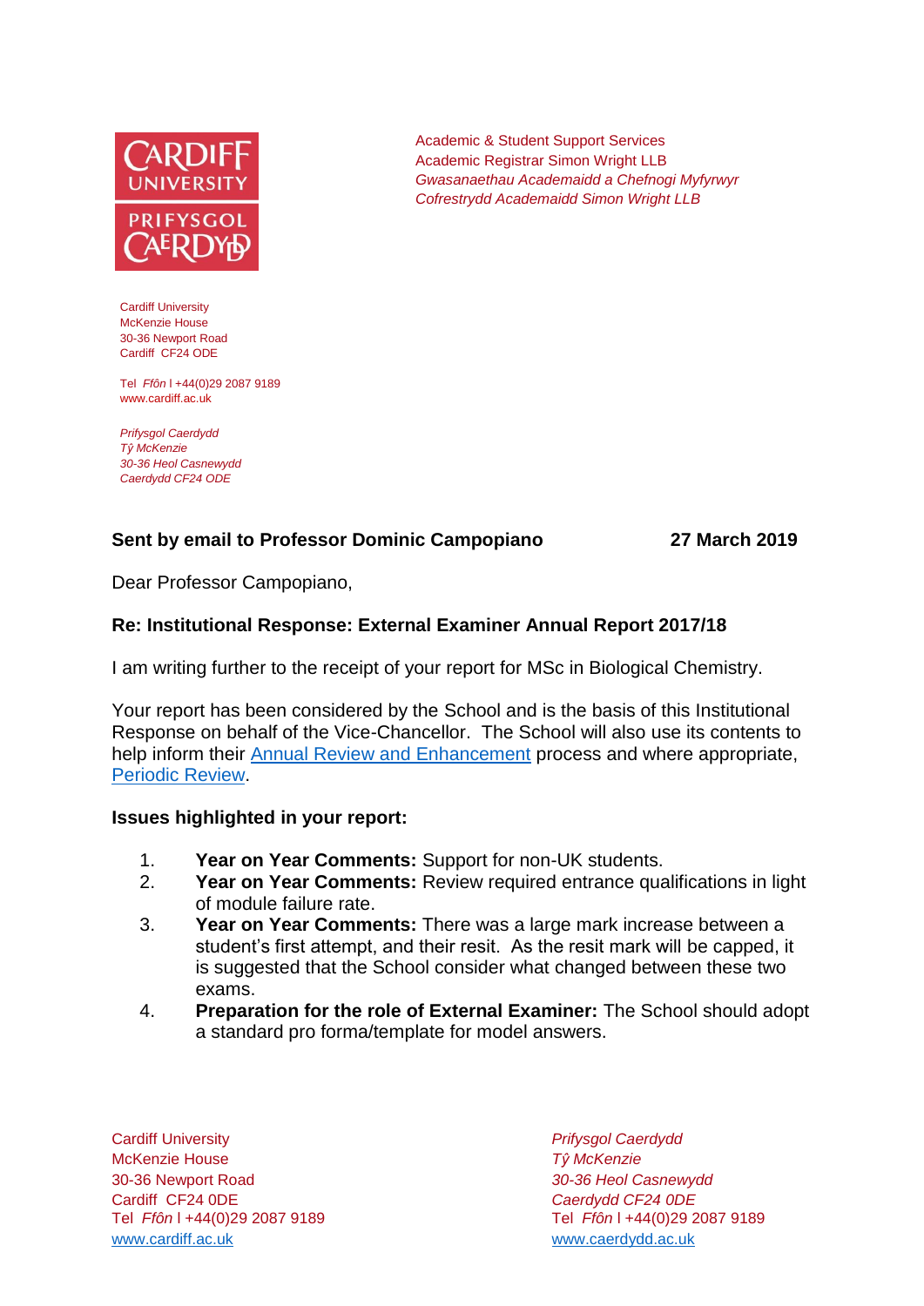Academic & Student Support Services
Academic Registrar Simon Wright LLB
*Gwasanaethau Academaidd a Chefnogi Myfyrwyr*
*Cofrestrydd Academaidd Simon Wright LLB*

Cardiff University
McKenzie House
30-36 Newport Road
Cardiff CF24 ODE

Tel *Ffôn* l +44(0)29 2087 9189
www.cardiff.ac.uk

*Prifysgol Caerdydd*
*Tŷ McKenzie*
*30-36 Heol Casnewydd*
*Caerdydd CF24 ODE*

**Sent by email to Professor Dominic Campopiano** **27 March 2019**

Dear Professor Campopiano,

**Re: Institutional Response: External Examiner Annual Report 2017/18**

I am writing further to the receipt of your report for MSc in Biological Chemistry.

Your report has been considered by the School and is the basis of this Institutional Response on behalf of the Vice-Chancellor. The School will also use its contents to help inform their [Annual Review and Enhancement]() process and where appropriate, [Periodic Review]().

**Issues highlighted in your report:**

1. **Year on Year Comments:** Support for non-UK students.
2. **Year on Year Comments:** Review required entrance qualifications in light of module failure rate.
3. **Year on Year Comments:** There was a large mark increase between a student's first attempt, and their resit. As the resit mark will be capped, it is suggested that the School consider what changed between these two exams.
4. **Preparation for the role of External Examiner:** The School should adopt a standard pro forma/template for model answers.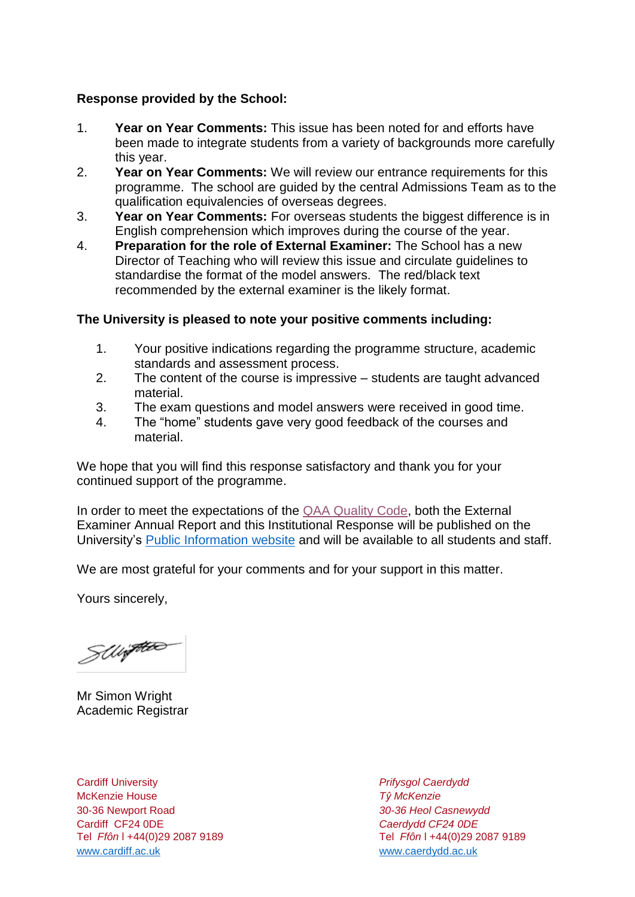**Response provided by the School:**

1. **Year on Year Comments:** This issue has been noted for and efforts have been made to integrate students from a variety of backgrounds more carefully this year.
2. **Year on Year Comments:** We will review our entrance requirements for this programme. The school are guided by the central Admissions Team as to the qualification equivalencies of overseas degrees.
3. **Year on Year Comments:** For overseas students the biggest difference is in English comprehension which improves during the course of the year.
4. **Preparation for the role of External Examiner:** The School has a new Director of Teaching who will review this issue and circulate guidelines to standardise the format of the model answers. The red/black text recommended by the external examiner is the likely format.

**The University is pleased to note your positive comments including:**

1. Your positive indications regarding the programme structure, academic standards and assessment process.
2. The content of the course is impressive – students are taught advanced material.
3. The exam questions and model answers were received in good time.
4. The "home" students gave very good feedback of the courses and material.

We hope that you will find this response satisfactory and thank you for your continued support of the programme.

In order to meet the expectations of the QAA Quality Code, both the External Examiner Annual Report and this Institutional Response will be published on the University's Public Information website and will be available to all students and staff.

We are most grateful for your comments and for your support in this matter.

Yours sincerely,

Mr Simon Wright
Academic Registrar

Cardiff University
McKenzie House
30-36 Newport Road
Cardiff CF24 0DE
Tel *Ffôn* l +44(0)29 2087 9189
www.cardiff.ac.uk

*Prifysgol Caerdydd*
*Tŷ McKenzie*
*30-36 Heol Casnewydd*
*Caerdydd CF24 0DE*
Tel *Ffôn* l +44(0)29 2087 9189
www.caerdydd.ac.uk